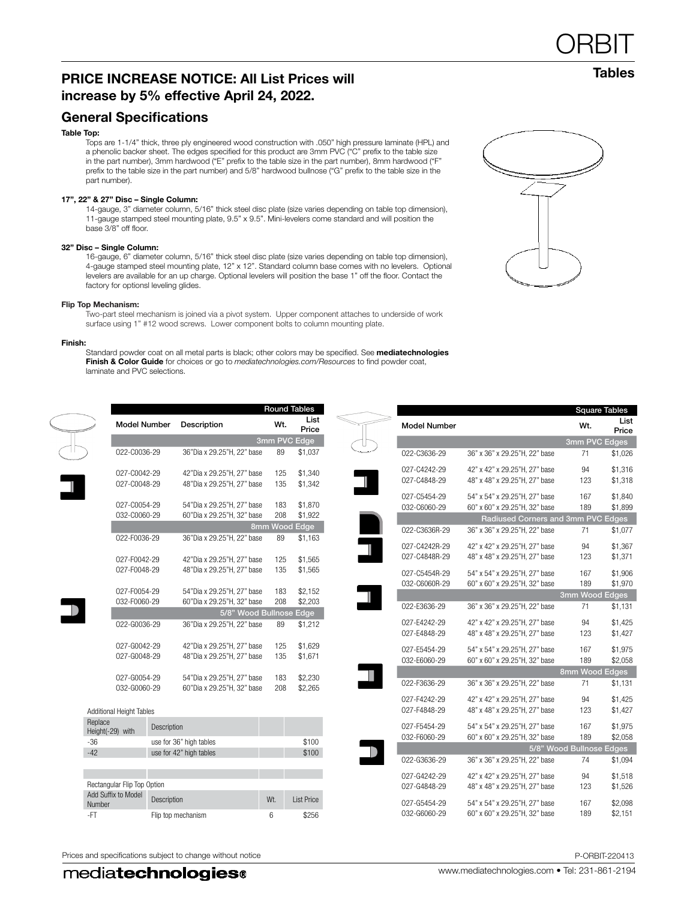# ORBIT

## Tables

## PRICE INCREASE NOTICE: All List Prices will increase by 5% effective April 24, 2022.

## General Specifications

**Table Top:**

Tops are 1-1/4" thick, three ply engineered wood construction with .050" high pressure laminate (HPL) and a phenolic backer sheet. The edges specified for this product are 3mm PVC ("C" prefix to the table size in the part number), 3mm hardwood ("E" prefix to the table size in the part number), 8mm hardwood ("F" prefix to the table size in the part number) and 5/8" hardwood bullnose ("G" prefix to the table size in the part number).

**17", 22" & 27" Disc – Single Column:**

14-gauge, 3" diameter column, 5/16" thick steel disc plate (size varies depending on table top dimension), 11-gauge stamped steel mounting plate, 9.5" x 9.5". Mini-levelers come standard and will position the base 3/8" off floor.

**32" Disc – Single Column:**

16-gauge, 6" diameter column, 5/16" thick steel disc plate (size varies depending on table top dimension), 4-gauge stamped steel mounting plate, 12" x 12". Standard column base comes with no levelers. Optional levelers are available for an up charge. Optional levelers will position the base 1" off the floor. Contact the factory for optionsl leveling glides.

**Flip Top Mechanism:**

Two-part steel mechanism is joined via a pivot system. Upper component attaches to underside of work surface using 1" #12 wood screws. Lower component bolts to column mounting plate.

**Finish:**

Standard powder coat on all metal parts is black; other colors may be specified. See **mediatechnologies Finish & Color Guide** for choices or go to *mediatechnologies.com/Resources* to find powder coat, laminate and PVC selections.

| Round Tables | | | |
|---|---|---|---|
| Model Number | Description | Wt. | List Price |
| **3mm PVC Edge** | | | |
| 022-C0036-29 | 36"Dia x 29.25"H, 22" base | 89 | $1,037 |
| 027-C0042-29 | 42"Dia x 29.25"H, 27" base | 125 | $1,340 |
| 027-C0048-29 | 48"Dia x 29.25"H, 27" base | 135 | $1,342 |
| 027-C0054-29 | 54"Dia x 29.25"H, 27" base | 183 | $1,870 |
| 032-C0060-29 | 60"Dia x 29.25"H, 32" base | 208 | $1,922 |
| **8mm Wood Edge** | | | |
| 022-F0036-29 | 36"Dia x 29.25"H, 22" base | 89 | $1,163 |
| 027-F0042-29 | 42"Dia x 29.25"H, 27" base | 125 | $1,565 |
| 027-F0048-29 | 48"Dia x 29.25"H, 27" base | 135 | $1,565 |
| 027-F0054-29 | 54"Dia x 29.25"H, 27" base | 183 | $2,152 |
| 032-F0060-29 | 60"Dia x 29.25"H, 32" base | 208 | $2,203 |
| **5/8" Wood Bullnose Edge** | | | |
| 022-G0036-29 | 36"Dia x 29.25"H, 22" base | 89 | $1,212 |
| 027-G0042-29 | 42"Dia x 29.25"H, 27" base | 125 | $1,629 |
| 027-G0048-29 | 48"Dia x 29.25"H, 27" base | 135 | $1,671 |
| 027-G0054-29 | 54"Dia x 29.25"H, 27" base | 183 | $2,230 |
| 032-G0060-29 | 60"Dia x 29.25"H, 32" base | 208 | $2,265 |

Additional Height Tables

| Replace Height(-29) with | Description | | |
|---|---|---|---|
| -36 | use for 36" high tables | | $100 |
| -42 | use for 42" high tables | | $100 |

Rectangular Flip Top Option

| Add Suffix to Model Number | Description | Wt. | List Price |
|---|---|---|---|
| -FT | Flip top mechanism | 6 | $256 |

| Square Tables | | | |
|---|---|---|---|
| Model Number | | Wt. | List Price |
| **3mm PVC Edges** | | | |
| 022-C3636-29 | 36" x 36" x 29.25"H, 22" base | 71 | $1,026 |
| 027-C4242-29 | 42" x 42" x 29.25"H, 27" base | 94 | $1,316 |
| 027-C4848-29 | 48" x 48" x 29.25"H, 27" base | 123 | $1,318 |
| 027-C5454-29 | 54" x 54" x 29.25"H, 27" base | 167 | $1,840 |
| 032-C6060-29 | 60" x 60" x 29.25"H, 32" base | 189 | $1,899 |
| **Radiused Corners and 3mm PVC Edges** | | | |
| 022-C3636R-29 | 36" x 36" x 29.25"H, 22" base | 71 | $1,077 |
| 027-C4242R-29 | 42" x 42" x 29.25"H, 27" base | 94 | $1,367 |
| 027-C4848R-29 | 48" x 48" x 29.25"H, 27" base | 123 | $1,371 |
| 027-C5454R-29 | 54" x 54" x 29.25"H, 27" base | 167 | $1,906 |
| 032-C6060R-29 | 60" x 60" x 29.25"H, 32" base | 189 | $1,970 |
| **3mm Wood Edges** | | | |
| 022-E3636-29 | 36" x 36" x 29.25"H, 22" base | 71 | $1,131 |
| 027-E4242-29 | 42" x 42" x 29.25"H, 27" base | 94 | $1,425 |
| 027-E4848-29 | 48" x 48" x 29.25"H, 27" base | 123 | $1,427 |
| 027-E5454-29 | 54" x 54" x 29.25"H, 27" base | 167 | $1,975 |
| 032-E6060-29 | 60" x 60" x 29.25"H, 32" base | 189 | $2,058 |
| **8mm Wood Edges** | | | |
| 022-F3636-29 | 36" x 36" x 29.25"H, 22" base | 71 | $1,131 |
| 027-F4242-29 | 42" x 42" x 29.25"H, 27" base | 94 | $1,425 |
| 027-F4848-29 | 48" x 48" x 29.25"H, 27" base | 123 | $1,427 |
| 027-F5454-29 | 54" x 54" x 29.25"H, 27" base | 167 | $1,975 |
| 032-F6060-29 | 60" x 60" x 29.25"H, 32" base | 189 | $2,058 |
| **5/8" Wood Bullnose Edges** | | | |
| 022-G3636-29 | 36" x 36" x 29.25"H, 22" base | 74 | $1,094 |
| 027-G4242-29 | 42" x 42" x 29.25"H, 27" base | 94 | $1,518 |
| 027-G4848-29 | 48" x 48" x 29.25"H, 27" base | 123 | $1,526 |
| 027-G5454-29 | 54" x 54" x 29.25"H, 27" base | 167 | $2,098 |
| 032-G6060-29 | 60" x 60" x 29.25"H, 32" base | 189 | $2,151 |

Prices and specifications subject to change without notice

P-ORBIT-220413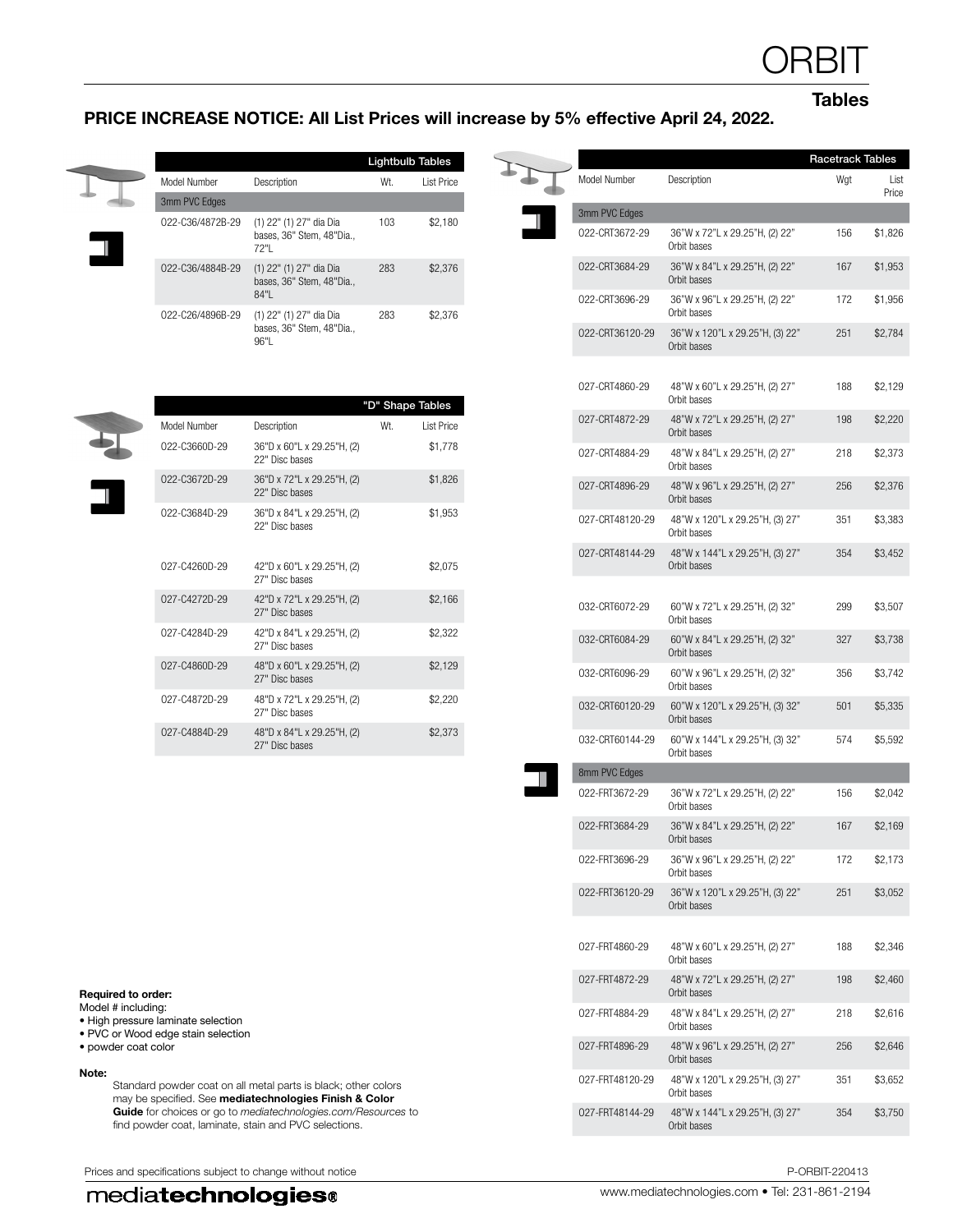# ORBIT

## Tables

**PRICE INCREASE NOTICE: All List Prices will increase by 5% effective April 24, 2022.**

### Lightbulb Tables

| Model Number | Description | Wt. | List Price |
|---|---|---|---|
| 3mm PVC Edges | | | |
| 022-C36/4872B-29 | (1) 22" (1) 27" dia Dia bases, 36" Stem, 48"Dia., 72"L | 103 | $2,180 |
| 022-C36/4884B-29 | (1) 22" (1) 27" dia Dia bases, 36" Stem, 48"Dia., 84"L | 283 | $2,376 |
| 022-C26/4896B-29 | (1) 22" (1) 27" dia Dia bases, 36" Stem, 48"Dia., 96"L | 283 | $2,376 |

### "D" Shape Tables

| Model Number | Description | Wt. | List Price |
|---|---|---|---|
| 022-C3660D-29 | 36"D x 60"L x 29.25"H, (2) 22" Disc bases | | $1,778 |
| 022-C3672D-29 | 36"D x 72"L x 29.25"H, (2) 22" Disc bases | | $1,826 |
| 022-C3684D-29 | 36"D x 84"L x 29.25"H, (2) 22" Disc bases | | $1,953 |
| 027-C4260D-29 | 42"D x 60"L x 29.25"H, (2) 27" Disc bases | | $2,075 |
| 027-C4272D-29 | 42"D x 72"L x 29.25"H, (2) 27" Disc bases | | $2,166 |
| 027-C4284D-29 | 42"D x 84"L x 29.25"H, (2) 27" Disc bases | | $2,322 |
| 027-C4860D-29 | 48"D x 60"L x 29.25"H, (2) 27" Disc bases | | $2,129 |
| 027-C4872D-29 | 48"D x 72"L x 29.25"H, (2) 27" Disc bases | | $2,220 |
| 027-C4884D-29 | 48"D x 84"L x 29.25"H, (2) 27" Disc bases | | $2,373 |

### Racetrack Tables

| Model Number | Description | Wgt | List Price |
|---|---|---|---|
| 3mm PVC Edges | | | |
| 022-CRT3672-29 | 36"W x 72"L x 29.25"H, (2) 22" Orbit bases | 156 | $1,826 |
| 022-CRT3684-29 | 36"W x 84"L x 29.25"H, (2) 22" Orbit bases | 167 | $1,953 |
| 022-CRT3696-29 | 36"W x 96"L x 29.25"H, (2) 22" Orbit bases | 172 | $1,956 |
| 022-CRT36120-29 | 36"W x 120"L x 29.25"H, (3) 22" Orbit bases | 251 | $2,784 |
| 027-CRT4860-29 | 48"W x 60"L x 29.25"H, (2) 27" Orbit bases | 188 | $2,129 |
| 027-CRT4872-29 | 48"W x 72"L x 29.25"H, (2) 27" Orbit bases | 198 | $2,220 |
| 027-CRT4884-29 | 48"W x 84"L x 29.25"H, (2) 27" Orbit bases | 218 | $2,373 |
| 027-CRT4896-29 | 48"W x 96"L x 29.25"H, (2) 27" Orbit bases | 256 | $2,376 |
| 027-CRT48120-29 | 48"W x 120"L x 29.25"H, (3) 27" Orbit bases | 351 | $3,383 |
| 027-CRT48144-29 | 48"W x 144"L x 29.25"H, (3) 27" Orbit bases | 354 | $3,452 |
| 032-CRT6072-29 | 60"W x 72"L x 29.25"H, (2) 32" Orbit bases | 299 | $3,507 |
| 032-CRT6084-29 | 60"W x 84"L x 29.25"H, (2) 32" Orbit bases | 327 | $3,738 |
| 032-CRT6096-29 | 60"W x 96"L x 29.25"H, (2) 32" Orbit bases | 356 | $3,742 |
| 032-CRT60120-29 | 60"W x 120"L x 29.25"H, (3) 32" Orbit bases | 501 | $5,335 |
| 032-CRT60144-29 | 60"W x 144"L x 29.25"H, (3) 32" Orbit bases | 574 | $5,592 |
| 8mm PVC Edges | | | |
| 022-FRT3672-29 | 36"W x 72"L x 29.25"H, (2) 22" Orbit bases | 156 | $2,042 |
| 022-FRT3684-29 | 36"W x 84"L x 29.25"H, (2) 22" Orbit bases | 167 | $2,169 |
| 022-FRT3696-29 | 36"W x 96"L x 29.25"H, (2) 22" Orbit bases | 172 | $2,173 |
| 022-FRT36120-29 | 36"W x 120"L x 29.25"H, (3) 22" Orbit bases | 251 | $3,052 |
| 027-FRT4860-29 | 48"W x 60"L x 29.25"H, (2) 27" Orbit bases | 188 | $2,346 |
| 027-FRT4872-29 | 48"W x 72"L x 29.25"H, (2) 27" Orbit bases | 198 | $2,460 |
| 027-FRT4884-29 | 48"W x 84"L x 29.25"H, (2) 27" Orbit bases | 218 | $2,616 |
| 027-FRT4896-29 | 48"W x 96"L x 29.25"H, (2) 27" Orbit bases | 256 | $2,646 |
| 027-FRT48120-29 | 48"W x 120"L x 29.25"H, (3) 27" Orbit bases | 351 | $3,652 |
| 027-FRT48144-29 | 48"W x 144"L x 29.25"H, (3) 27" Orbit bases | 354 | $3,750 |

**Required to order:**
Model # including:
- High pressure laminate selection
- PVC or Wood edge stain selection
- powder coat color

**Note:**
Standard powder coat on all metal parts is black; other colors may be specified. See **mediatechnologies Finish & Color Guide** for choices or go to *mediatechnologies.com/Resources* to find powder coat, laminate, stain and PVC selections.

Prices and specifications subject to change without notice

P-ORBIT-220413

mediatechnologies®

www.mediatechnologies.com • Tel: 231-861-2194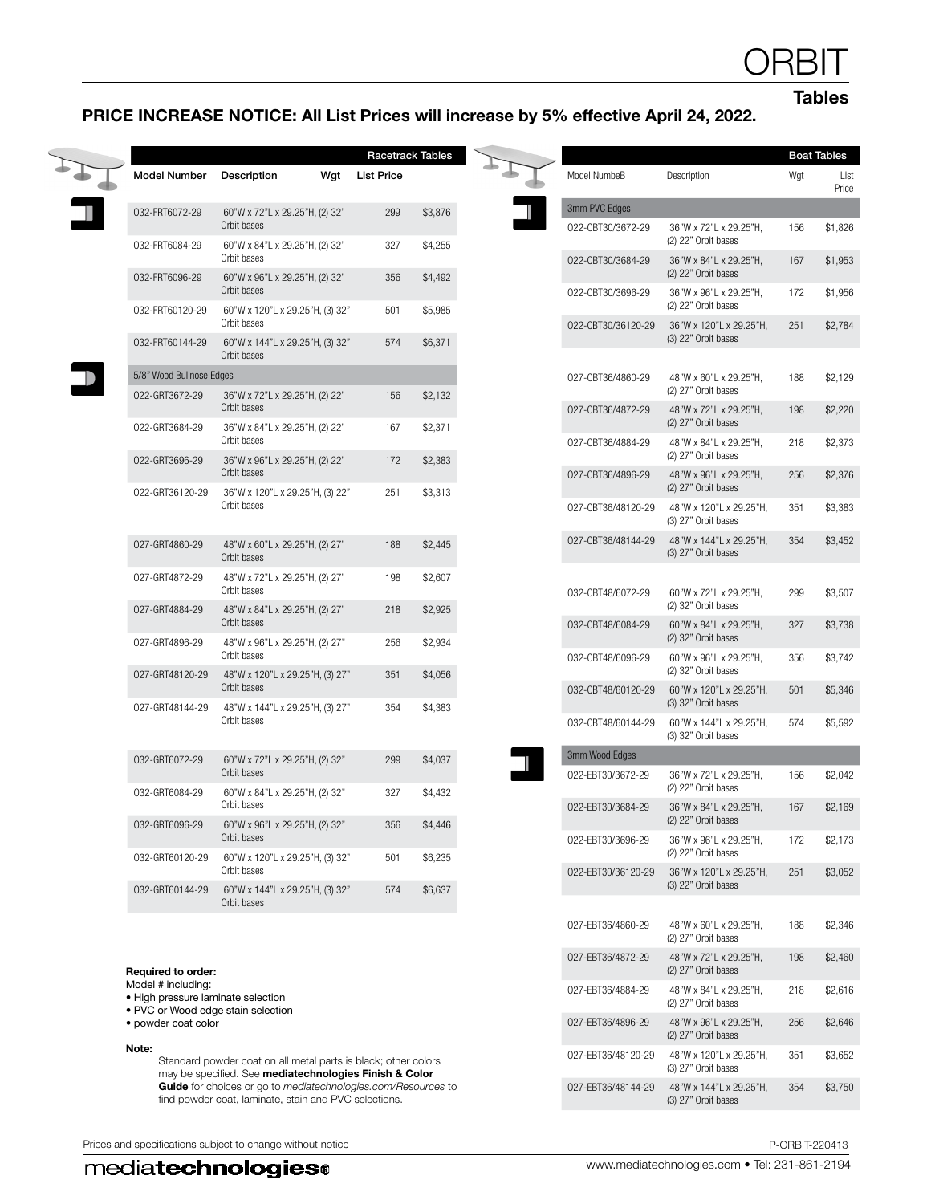# ORBIT

## Tables

**PRICE INCREASE NOTICE: All List Prices will increase by 5% effective April 24, 2022.**

### Racetrack Tables

| Model Number | Description | Wgt | List Price |
|---|---|---|---|
| 032-FRT6072-29 | 60"W x 72"L x 29.25"H, (2) 32" Orbit bases | 299 | $3,876 |
| 032-FRT6084-29 | 60"W x 84"L x 29.25"H, (2) 32" Orbit bases | 327 | $4,255 |
| 032-FRT6096-29 | 60"W x 96"L x 29.25"H, (2) 32" Orbit bases | 356 | $4,492 |
| 032-FRT60120-29 | 60"W x 120"L x 29.25"H, (3) 32" Orbit bases | 501 | $5,985 |
| 032-FRT60144-29 | 60"W x 144"L x 29.25"H, (3) 32" Orbit bases | 574 | $6,371 |
| **5/8" Wood Bullnose Edges** | | | |
| 022-GRT3672-29 | 36"W x 72"L x 29.25"H, (2) 22" Orbit bases | 156 | $2,132 |
| 022-GRT3684-29 | 36"W x 84"L x 29.25"H, (2) 22" Orbit bases | 167 | $2,371 |
| 022-GRT3696-29 | 36"W x 96"L x 29.25"H, (2) 22" Orbit bases | 172 | $2,383 |
| 022-GRT36120-29 | 36"W x 120"L x 29.25"H, (3) 22" Orbit bases | 251 | $3,313 |
| 027-GRT4860-29 | 48"W x 60"L x 29.25"H, (2) 27" Orbit bases | 188 | $2,445 |
| 027-GRT4872-29 | 48"W x 72"L x 29.25"H, (2) 27" Orbit bases | 198 | $2,607 |
| 027-GRT4884-29 | 48"W x 84"L x 29.25"H, (2) 27" Orbit bases | 218 | $2,925 |
| 027-GRT4896-29 | 48"W x 96"L x 29.25"H, (2) 27" Orbit bases | 256 | $2,934 |
| 027-GRT48120-29 | 48"W x 120"L x 29.25"H, (3) 27" Orbit bases | 351 | $4,056 |
| 027-GRT48144-29 | 48"W x 144"L x 29.25"H, (3) 27" Orbit bases | 354 | $4,383 |
| 032-GRT6072-29 | 60"W x 72"L x 29.25"H, (2) 32" Orbit bases | 299 | $4,037 |
| 032-GRT6084-29 | 60"W x 84"L x 29.25"H, (2) 32" Orbit bases | 327 | $4,432 |
| 032-GRT6096-29 | 60"W x 96"L x 29.25"H, (2) 32" Orbit bases | 356 | $4,446 |
| 032-GRT60120-29 | 60"W x 120"L x 29.25"H, (3) 32" Orbit bases | 501 | $6,235 |
| 032-GRT60144-29 | 60"W x 144"L x 29.25"H, (3) 32" Orbit bases | 574 | $6,637 |

**Required to order:**
Model # including:
- High pressure laminate selection
- PVC or Wood edge stain selection
- powder coat color

**Note:**
Standard powder coat on all metal parts is black; other colors may be specified. See **mediatechnologies Finish & Color Guide** for choices or go to *mediatechnologies.com/Resources* to find powder coat, laminate, stain and PVC selections.

### Boat Tables

| Model NumbeB | Description | Wgt | List Price |
|---|---|---|---|
| **3mm PVC Edges** | | | |
| 022-CBT30/3672-29 | 36"W x 72"L x 29.25"H, (2) 22" Orbit bases | 156 | $1,826 |
| 022-CBT30/3684-29 | 36"W x 84"L x 29.25"H, (2) 22" Orbit bases | 167 | $1,953 |
| 022-CBT30/3696-29 | 36"W x 96"L x 29.25"H, (2) 22" Orbit bases | 172 | $1,956 |
| 022-CBT30/36120-29 | 36"W x 120"L x 29.25"H, (3) 22" Orbit bases | 251 | $2,784 |
| 027-CBT36/4860-29 | 48"W x 60"L x 29.25"H, (2) 27" Orbit bases | 188 | $2,129 |
| 027-CBT36/4872-29 | 48"W x 72"L x 29.25"H, (2) 27" Orbit bases | 198 | $2,220 |
| 027-CBT36/4884-29 | 48"W x 84"L x 29.25"H, (2) 27" Orbit bases | 218 | $2,373 |
| 027-CBT36/4896-29 | 48"W x 96"L x 29.25"H, (2) 27" Orbit bases | 256 | $2,376 |
| 027-CBT36/48120-29 | 48"W x 120"L x 29.25"H, (3) 27" Orbit bases | 351 | $3,383 |
| 027-CBT36/48144-29 | 48"W x 144"L x 29.25"H, (3) 27" Orbit bases | 354 | $3,452 |
| 032-CBT48/6072-29 | 60"W x 72"L x 29.25"H, (2) 32" Orbit bases | 299 | $3,507 |
| 032-CBT48/6084-29 | 60"W x 84"L x 29.25"H, (2) 32" Orbit bases | 327 | $3,738 |
| 032-CBT48/6096-29 | 60"W x 96"L x 29.25"H, (2) 32" Orbit bases | 356 | $3,742 |
| 032-CBT48/60120-29 | 60"W x 120"L x 29.25"H, (3) 32" Orbit bases | 501 | $5,346 |
| 032-CBT48/60144-29 | 60"W x 144"L x 29.25"H, (3) 32" Orbit bases | 574 | $5,592 |
| **3mm Wood Edges** | | | |
| 022-EBT30/3672-29 | 36"W x 72"L x 29.25"H, (2) 22" Orbit bases | 156 | $2,042 |
| 022-EBT30/3684-29 | 36"W x 84"L x 29.25"H, (2) 22" Orbit bases | 167 | $2,169 |
| 022-EBT30/3696-29 | 36"W x 96"L x 29.25"H, (2) 22" Orbit bases | 172 | $2,173 |
| 022-EBT30/36120-29 | 36"W x 120"L x 29.25"H, (3) 22" Orbit bases | 251 | $3,052 |
| 027-EBT36/4860-29 | 48"W x 60"L x 29.25"H, (2) 27" Orbit bases | 188 | $2,346 |
| 027-EBT36/4872-29 | 48"W x 72"L x 29.25"H, (2) 27" Orbit bases | 198 | $2,460 |
| 027-EBT36/4884-29 | 48"W x 84"L x 29.25"H, (2) 27" Orbit bases | 218 | $2,616 |
| 027-EBT36/4896-29 | 48"W x 96"L x 29.25"H, (2) 27" Orbit bases | 256 | $2,646 |
| 027-EBT36/48120-29 | 48"W x 120"L x 29.25"H, (3) 27" Orbit bases | 351 | $3,652 |
| 027-EBT36/48144-29 | 48"W x 144"L x 29.25"H, (3) 27" Orbit bases | 354 | $3,750 |

Prices and specifications subject to change without notice

P-ORBIT-220413

mediatechnologies®

www.mediatechnologies.com • Tel: 231-861-2194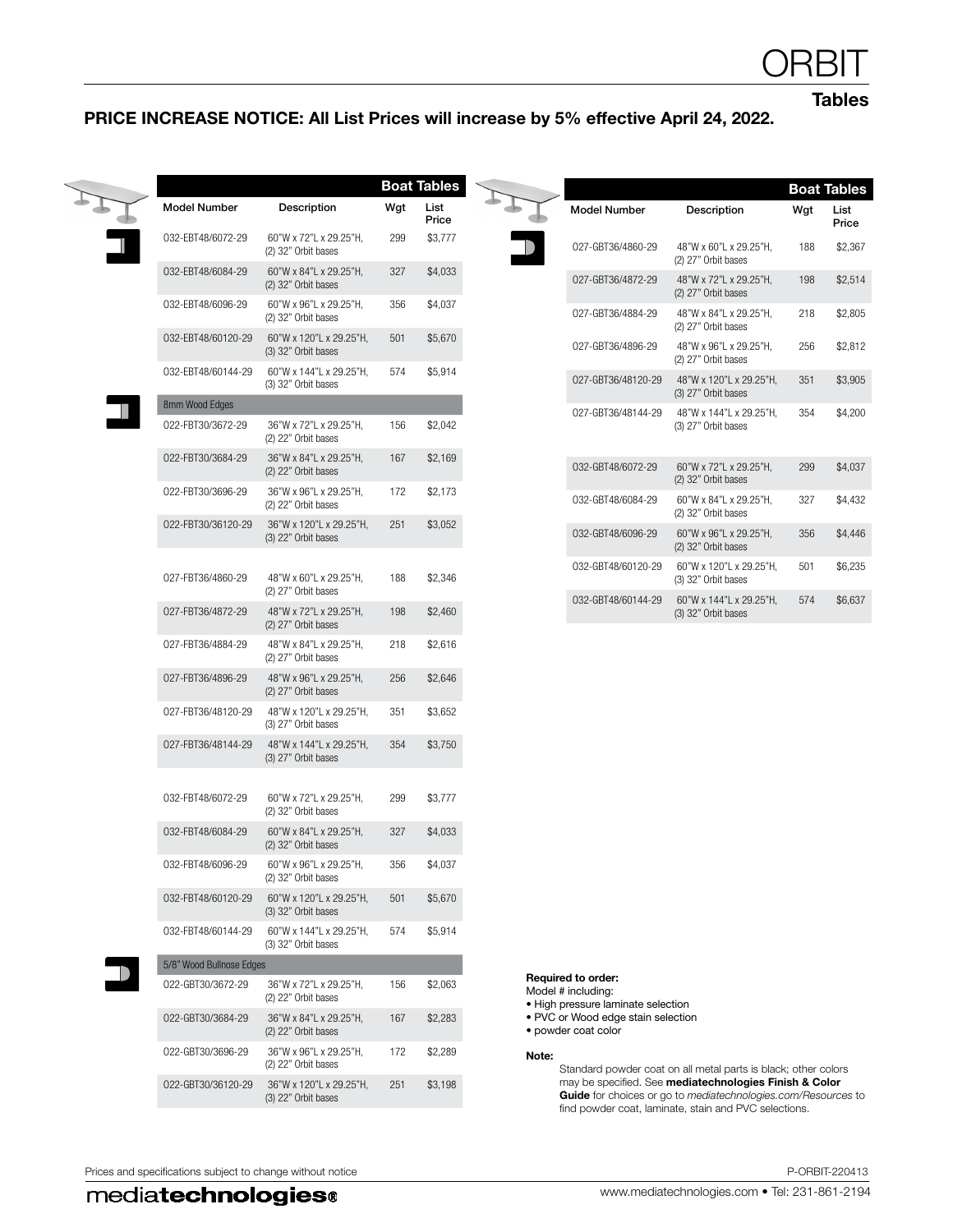# ORBIT

## Tables

**PRICE INCREASE NOTICE: All List Prices will increase by 5% effective April 24, 2022.**

| Model Number | Description | Wgt | List Price |
|---|---|---|---|
| **Boat Tables** | | | |
| 032-EBT48/6072-29 | 60"W x 72"L x 29.25"H, (2) 32" Orbit bases | 299 | $3,777 |
| 032-EBT48/6084-29 | 60"W x 84"L x 29.25"H, (2) 32" Orbit bases | 327 | $4,033 |
| 032-EBT48/6096-29 | 60"W x 96"L x 29.25"H, (2) 32" Orbit bases | 356 | $4,037 |
| 032-EBT48/60120-29 | 60"W x 120"L x 29.25"H, (3) 32" Orbit bases | 501 | $5,670 |
| 032-EBT48/60144-29 | 60"W x 144"L x 29.25"H, (3) 32" Orbit bases | 574 | $5,914 |
| 8mm Wood Edges | | | |
| 022-FBT30/3672-29 | 36"W x 72"L x 29.25"H, (2) 22" Orbit bases | 156 | $2,042 |
| 022-FBT30/3684-29 | 36"W x 84"L x 29.25"H, (2) 22" Orbit bases | 167 | $2,169 |
| 022-FBT30/3696-29 | 36"W x 96"L x 29.25"H, (2) 22" Orbit bases | 172 | $2,173 |
| 022-FBT30/36120-29 | 36"W x 120"L x 29.25"H, (3) 22" Orbit bases | 251 | $3,052 |
| 027-FBT36/4860-29 | 48"W x 60"L x 29.25"H, (2) 27" Orbit bases | 188 | $2,346 |
| 027-FBT36/4872-29 | 48"W x 72"L x 29.25"H, (2) 27" Orbit bases | 198 | $2,460 |
| 027-FBT36/4884-29 | 48"W x 84"L x 29.25"H, (2) 27" Orbit bases | 218 | $2,616 |
| 027-FBT36/4896-29 | 48"W x 96"L x 29.25"H, (2) 27" Orbit bases | 256 | $2,646 |
| 027-FBT36/48120-29 | 48"W x 120"L x 29.25"H, (3) 27" Orbit bases | 351 | $3,652 |
| 027-FBT36/48144-29 | 48"W x 144"L x 29.25"H, (3) 27" Orbit bases | 354 | $3,750 |
| 032-FBT48/6072-29 | 60"W x 72"L x 29.25"H, (2) 32" Orbit bases | 299 | $3,777 |
| 032-FBT48/6084-29 | 60"W x 84"L x 29.25"H, (2) 32" Orbit bases | 327 | $4,033 |
| 032-FBT48/6096-29 | 60"W x 96"L x 29.25"H, (2) 32" Orbit bases | 356 | $4,037 |
| 032-FBT48/60120-29 | 60"W x 120"L x 29.25"H, (3) 32" Orbit bases | 501 | $5,670 |
| 032-FBT48/60144-29 | 60"W x 144"L x 29.25"H, (3) 32" Orbit bases | 574 | $5,914 |
| 5/8" Wood Bullnose Edges | | | |
| 022-GBT30/3672-29 | 36"W x 72"L x 29.25"H, (2) 22" Orbit bases | 156 | $2,063 |
| 022-GBT30/3684-29 | 36"W x 84"L x 29.25"H, (2) 22" Orbit bases | 167 | $2,283 |
| 022-GBT30/3696-29 | 36"W x 96"L x 29.25"H, (2) 22" Orbit bases | 172 | $2,289 |
| 022-GBT30/36120-29 | 36"W x 120"L x 29.25"H, (3) 22" Orbit bases | 251 | $3,198 |

| Model Number | Description | Wgt | List Price |
|---|---|---|---|
| **Boat Tables** | | | |
| 027-GBT36/4860-29 | 48"W x 60"L x 29.25"H, (2) 27" Orbit bases | 188 | $2,367 |
| 027-GBT36/4872-29 | 48"W x 72"L x 29.25"H, (2) 27" Orbit bases | 198 | $2,514 |
| 027-GBT36/4884-29 | 48"W x 84"L x 29.25"H, (2) 27" Orbit bases | 218 | $2,805 |
| 027-GBT36/4896-29 | 48"W x 96"L x 29.25"H, (2) 27" Orbit bases | 256 | $2,812 |
| 027-GBT36/48120-29 | 48"W x 120"L x 29.25"H, (3) 27" Orbit bases | 351 | $3,905 |
| 027-GBT36/48144-29 | 48"W x 144"L x 29.25"H, (3) 27" Orbit bases | 354 | $4,200 |
| 032-GBT48/6072-29 | 60"W x 72"L x 29.25"H, (2) 32" Orbit bases | 299 | $4,037 |
| 032-GBT48/6084-29 | 60"W x 84"L x 29.25"H, (2) 32" Orbit bases | 327 | $4,432 |
| 032-GBT48/6096-29 | 60"W x 96"L x 29.25"H, (2) 32" Orbit bases | 356 | $4,446 |
| 032-GBT48/60120-29 | 60"W x 120"L x 29.25"H, (3) 32" Orbit bases | 501 | $6,235 |
| 032-GBT48/60144-29 | 60"W x 144"L x 29.25"H, (3) 32" Orbit bases | 574 | $6,637 |

**Required to order:**
Model # including:
- High pressure laminate selection
- PVC or Wood edge stain selection
- powder coat color

**Note:**
Standard powder coat on all metal parts is black; other colors may be specified. See **mediatechnologies Finish & Color Guide** for choices or go to *mediatechnologies.com/Resources* to find powder coat, laminate, stain and PVC selections.

Prices and specifications subject to change without notice

P-ORBIT-220413

mediatechnologies®

www.mediatechnologies.com • Tel: 231-861-2194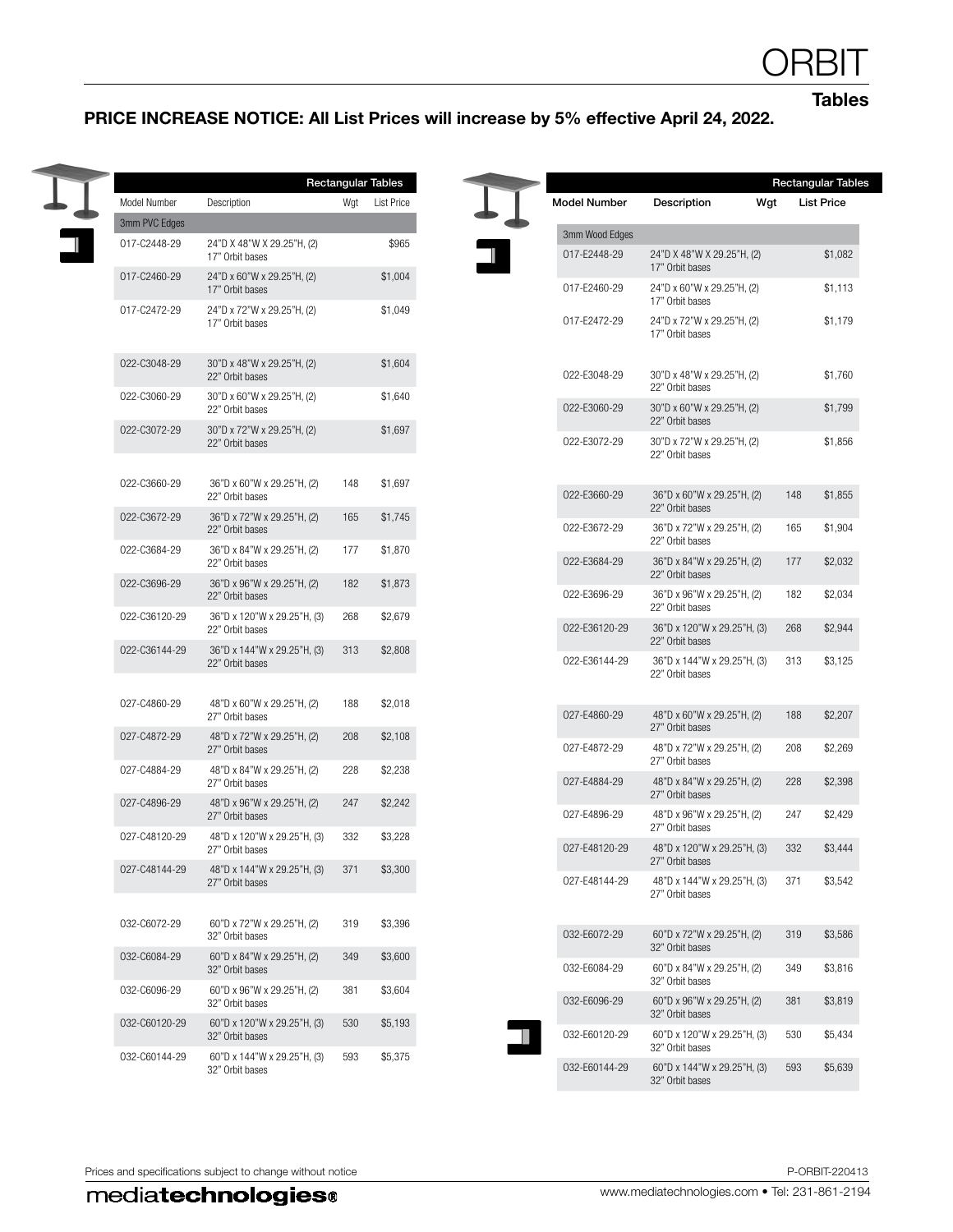# ORBIT

## Tables

**PRICE INCREASE NOTICE: All List Prices will increase by 5% effective April 24, 2022.**

### Rectangular Tables

| Model Number | Description | Wgt | List Price |
|---|---|---|---|
| 3mm PVC Edges | | | |
| 017-C2448-29 | 24"D X 48"W X 29.25"H, (2) 17" Orbit bases | | $965 |
| 017-C2460-29 | 24"D x 60"W x 29.25"H, (2) 17" Orbit bases | | $1,004 |
| 017-C2472-29 | 24"D x 72"W x 29.25"H, (2) 17" Orbit bases | | $1,049 |
| 022-C3048-29 | 30"D x 48"W x 29.25"H, (2) 22" Orbit bases | | $1,604 |
| 022-C3060-29 | 30"D x 60"W x 29.25"H, (2) 22" Orbit bases | | $1,640 |
| 022-C3072-29 | 30"D x 72"W x 29.25"H, (2) 22" Orbit bases | | $1,697 |
| 022-C3660-29 | 36"D x 60"W x 29.25"H, (2) 22" Orbit bases | 148 | $1,697 |
| 022-C3672-29 | 36"D x 72"W x 29.25"H, (2) 22" Orbit bases | 165 | $1,745 |
| 022-C3684-29 | 36"D x 84"W x 29.25"H, (2) 22" Orbit bases | 177 | $1,870 |
| 022-C3696-29 | 36"D x 96"W x 29.25"H, (2) 22" Orbit bases | 182 | $1,873 |
| 022-C36120-29 | 36"D x 120"W x 29.25"H, (3) 22" Orbit bases | 268 | $2,679 |
| 022-C36144-29 | 36"D x 144"W x 29.25"H, (3) 22" Orbit bases | 313 | $2,808 |
| 027-C4860-29 | 48"D x 60"W x 29.25"H, (2) 27" Orbit bases | 188 | $2,018 |
| 027-C4872-29 | 48"D x 72"W x 29.25"H, (2) 27" Orbit bases | 208 | $2,108 |
| 027-C4884-29 | 48"D x 84"W x 29.25"H, (2) 27" Orbit bases | 228 | $2,238 |
| 027-C4896-29 | 48"D x 96"W x 29.25"H, (2) 27" Orbit bases | 247 | $2,242 |
| 027-C48120-29 | 48"D x 120"W x 29.25"H, (3) 27" Orbit bases | 332 | $3,228 |
| 027-C48144-29 | 48"D x 144"W x 29.25"H, (3) 27" Orbit bases | 371 | $3,300 |
| 032-C6072-29 | 60"D x 72"W x 29.25"H, (2) 32" Orbit bases | 319 | $3,396 |
| 032-C6084-29 | 60"D x 84"W x 29.25"H, (2) 32" Orbit bases | 349 | $3,600 |
| 032-C6096-29 | 60"D x 96"W x 29.25"H, (2) 32" Orbit bases | 381 | $3,604 |
| 032-C60120-29 | 60"D x 120"W x 29.25"H, (3) 32" Orbit bases | 530 | $5,193 |
| 032-C60144-29 | 60"D x 144"W x 29.25"H, (3) 32" Orbit bases | 593 | $5,375 |

### Rectangular Tables

| Model Number | Description | Wgt | List Price |
|---|---|---|---|
| 3mm Wood Edges | | | |
| 017-E2448-29 | 24"D X 48"W X 29.25"H, (2) 17" Orbit bases | | $1,082 |
| 017-E2460-29 | 24"D x 60"W x 29.25"H, (2) 17" Orbit bases | | $1,113 |
| 017-E2472-29 | 24"D x 72"W x 29.25"H, (2) 17" Orbit bases | | $1,179 |
| 022-E3048-29 | 30"D x 48"W x 29.25"H, (2) 22" Orbit bases | | $1,760 |
| 022-E3060-29 | 30"D x 60"W x 29.25"H, (2) 22" Orbit bases | | $1,799 |
| 022-E3072-29 | 30"D x 72"W x 29.25"H, (2) 22" Orbit bases | | $1,856 |
| 022-E3660-29 | 36"D x 60"W x 29.25"H, (2) 22" Orbit bases | 148 | $1,855 |
| 022-E3672-29 | 36"D x 72"W x 29.25"H, (2) 22" Orbit bases | 165 | $1,904 |
| 022-E3684-29 | 36"D x 84"W x 29.25"H, (2) 22" Orbit bases | 177 | $2,032 |
| 022-E3696-29 | 36"D x 96"W x 29.25"H, (2) 22" Orbit bases | 182 | $2,034 |
| 022-E36120-29 | 36"D x 120"W x 29.25"H, (3) 22" Orbit bases | 268 | $2,944 |
| 022-E36144-29 | 36"D x 144"W x 29.25"H, (3) 22" Orbit bases | 313 | $3,125 |
| 027-E4860-29 | 48"D x 60"W x 29.25"H, (2) 27" Orbit bases | 188 | $2,207 |
| 027-E4872-29 | 48"D x 72"W x 29.25"H, (2) 27" Orbit bases | 208 | $2,269 |
| 027-E4884-29 | 48"D x 84"W x 29.25"H, (2) 27" Orbit bases | 228 | $2,398 |
| 027-E4896-29 | 48"D x 96"W x 29.25"H, (2) 27" Orbit bases | 247 | $2,429 |
| 027-E48120-29 | 48"D x 120"W x 29.25"H, (3) 27" Orbit bases | 332 | $3,444 |
| 027-E48144-29 | 48"D x 144"W x 29.25"H, (3) 27" Orbit bases | 371 | $3,542 |
| 032-E6072-29 | 60"D x 72"W x 29.25"H, (2) 32" Orbit bases | 319 | $3,586 |
| 032-E6084-29 | 60"D x 84"W x 29.25"H, (2) 32" Orbit bases | 349 | $3,816 |
| 032-E6096-29 | 60"D x 96"W x 29.25"H, (2) 32" Orbit bases | 381 | $3,819 |
| 032-E60120-29 | 60"D x 120"W x 29.25"H, (3) 32" Orbit bases | 530 | $5,434 |
| 032-E60144-29 | 60"D x 144"W x 29.25"H, (3) 32" Orbit bases | 593 | $5,639 |

Prices and specifications subject to change without notice

P-ORBIT-220413

mediatechnologies®

www.mediatechnologies.com • Tel: 231-861-2194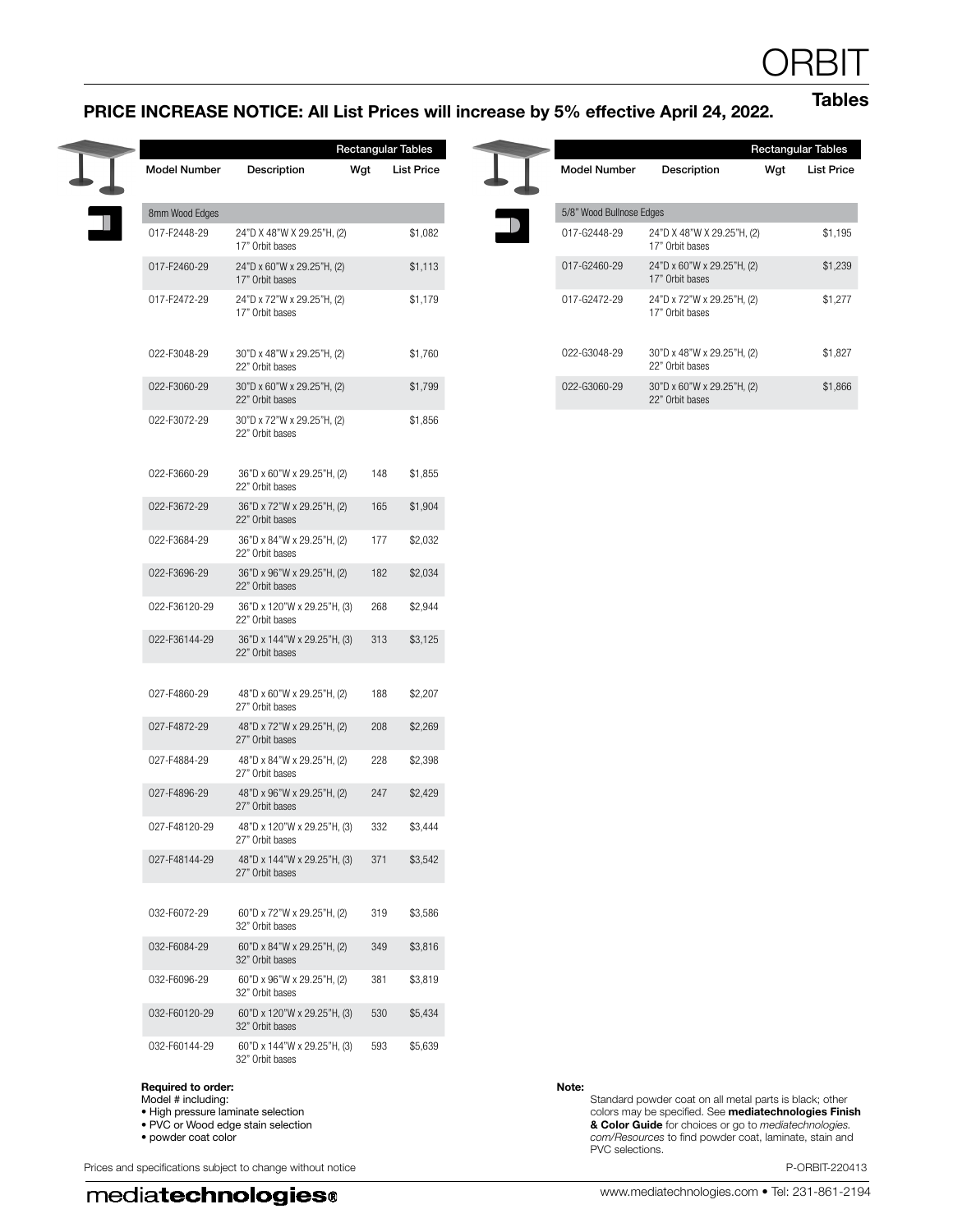# ORBIT

## Tables

**PRICE INCREASE NOTICE: All List Prices will increase by 5% effective April 24, 2022.**

| Rectangular Tables | | | |
|---|---|---|---|
| **Model Number** | **Description** | **Wgt** | **List Price** |
| 8mm Wood Edges | | | |
| 017-F2448-29 | 24"D X 48"W X 29.25"H, (2) 17" Orbit bases | | $1,082 |
| 017-F2460-29 | 24"D x 60"W x 29.25"H, (2) 17" Orbit bases | | $1,113 |
| 017-F2472-29 | 24"D x 72"W x 29.25"H, (2) 17" Orbit bases | | $1,179 |
| 022-F3048-29 | 30"D x 48"W x 29.25"H, (2) 22" Orbit bases | | $1,760 |
| 022-F3060-29 | 30"D x 60"W x 29.25"H, (2) 22" Orbit bases | | $1,799 |
| 022-F3072-29 | 30"D x 72"W x 29.25"H, (2) 22" Orbit bases | | $1,856 |
| 022-F3660-29 | 36"D x 60"W x 29.25"H, (2) 22" Orbit bases | 148 | $1,855 |
| 022-F3672-29 | 36"D x 72"W x 29.25"H, (2) 22" Orbit bases | 165 | $1,904 |
| 022-F3684-29 | 36"D x 84"W x 29.25"H, (2) 22" Orbit bases | 177 | $2,032 |
| 022-F3696-29 | 36"D x 96"W x 29.25"H, (2) 22" Orbit bases | 182 | $2,034 |
| 022-F36120-29 | 36"D x 120"W x 29.25"H, (3) 22" Orbit bases | 268 | $2,944 |
| 022-F36144-29 | 36"D x 144"W x 29.25"H, (3) 22" Orbit bases | 313 | $3,125 |
| 027-F4860-29 | 48"D x 60"W x 29.25"H, (2) 27" Orbit bases | 188 | $2,207 |
| 027-F4872-29 | 48"D x 72"W x 29.25"H, (2) 27" Orbit bases | 208 | $2,269 |
| 027-F4884-29 | 48"D x 84"W x 29.25"H, (2) 27" Orbit bases | 228 | $2,398 |
| 027-F4896-29 | 48"D x 96"W x 29.25"H, (2) 27" Orbit bases | 247 | $2,429 |
| 027-F48120-29 | 48"D x 120"W x 29.25"H, (3) 27" Orbit bases | 332 | $3,444 |
| 027-F48144-29 | 48"D x 144"W x 29.25"H, (3) 27" Orbit bases | 371 | $3,542 |
| 032-F6072-29 | 60"D x 72"W x 29.25"H, (2) 32" Orbit bases | 319 | $3,586 |
| 032-F6084-29 | 60"D x 84"W x 29.25"H, (2) 32" Orbit bases | 349 | $3,816 |
| 032-F6096-29 | 60"D x 96"W x 29.25"H, (2) 32" Orbit bases | 381 | $3,819 |
| 032-F60120-29 | 60"D x 120"W x 29.25"H, (3) 32" Orbit bases | 530 | $5,434 |
| 032-F60144-29 | 60"D x 144"W x 29.25"H, (3) 32" Orbit bases | 593 | $5,639 |

| Rectangular Tables | | | |
|---|---|---|---|
| **Model Number** | **Description** | **Wgt** | **List Price** |
| 5/8" Wood Bullnose Edges | | | |
| 017-G2448-29 | 24"D X 48"W X 29.25"H, (2) 17" Orbit bases | | $1,195 |
| 017-G2460-29 | 24"D x 60"W x 29.25"H, (2) 17" Orbit bases | | $1,239 |
| 017-G2472-29 | 24"D x 72"W x 29.25"H, (2) 17" Orbit bases | | $1,277 |
| 022-G3048-29 | 30"D x 48"W x 29.25"H, (2) 22" Orbit bases | | $1,827 |
| 022-G3060-29 | 30"D x 60"W x 29.25"H, (2) 22" Orbit bases | | $1,866 |

**Required to order:**
Model # including:
- High pressure laminate selection
- PVC or Wood edge stain selection
- powder coat color

**Note:**
Standard powder coat on all metal parts is black; other colors may be specified. See **mediatechnologies Finish & Color Guide** for choices or go to *mediatechnologies.com/Resources* to find powder coat, laminate, stain and PVC selections.

Prices and specifications subject to change without notice

P-ORBIT-220413

mediatechnologies®

www.mediatechnologies.com • Tel: 231-861-2194